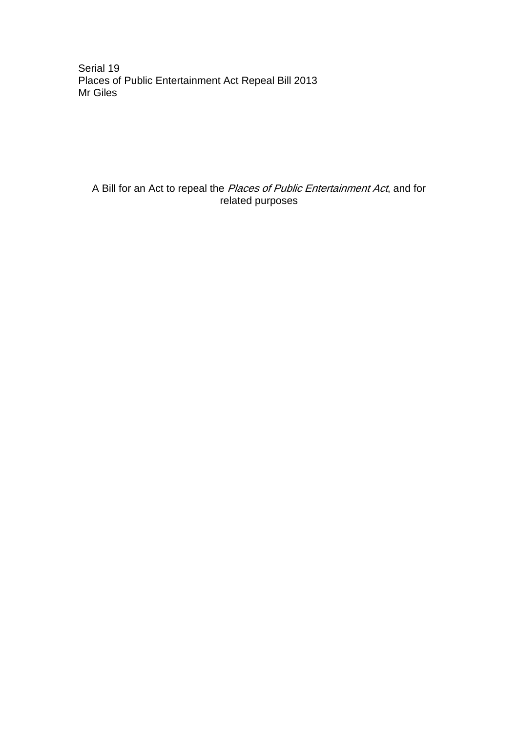Serial 19
Places of Public Entertainment Act Repeal Bill 2013
Mr Giles

A Bill for an Act to repeal the *Places of Public Entertainment Act*, and for related purposes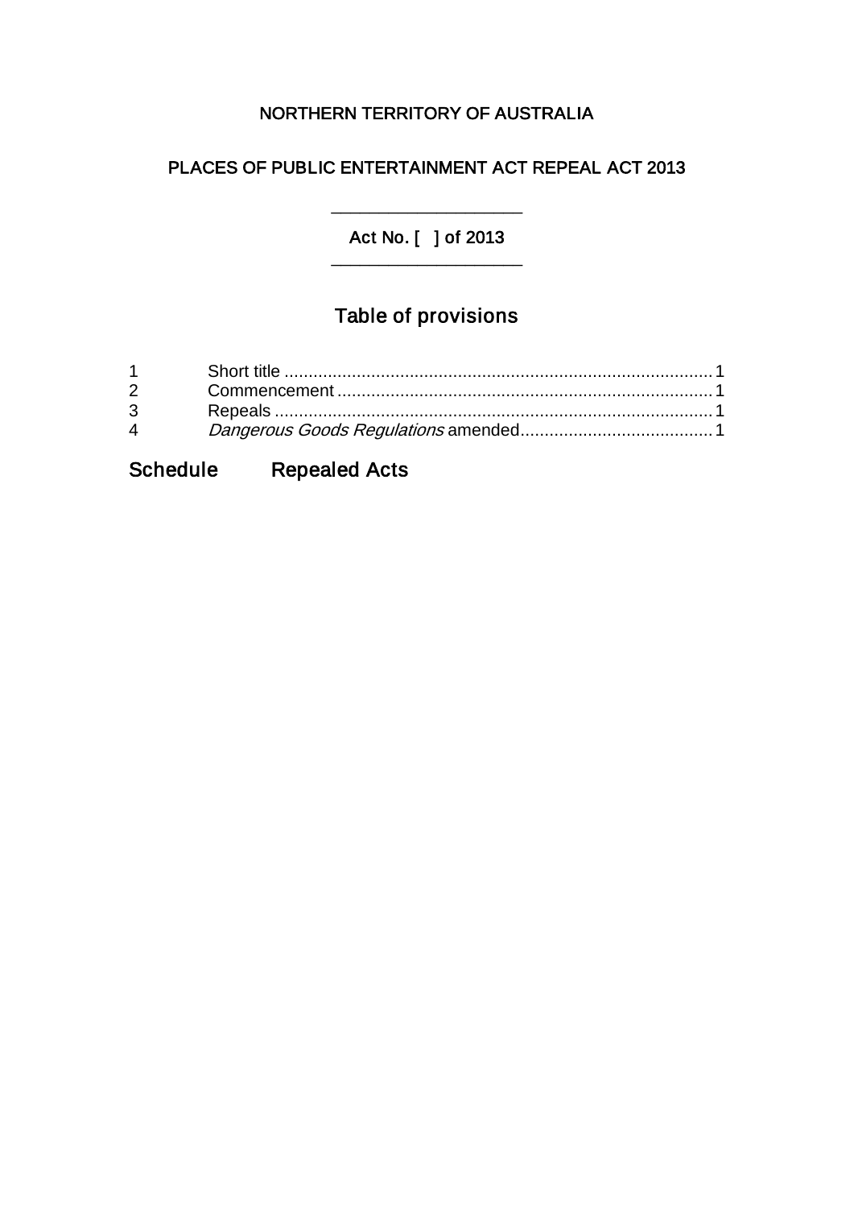NORTHERN TERRITORY OF AUSTRALIA

# PLACES OF PUBLIC ENTERTAINMENT ACT REPEAL ACT 2013

---

Act No. [ ] of 2013

---

## Table of provisions

| | | |
|---|---|---|
| 1 | Short title | 1 |
| 2 | Commencement | 1 |
| 3 | Repeals | 1 |
| 4 | *Dangerous Goods Regulations* amended | 1 |

## Schedule Repealed Acts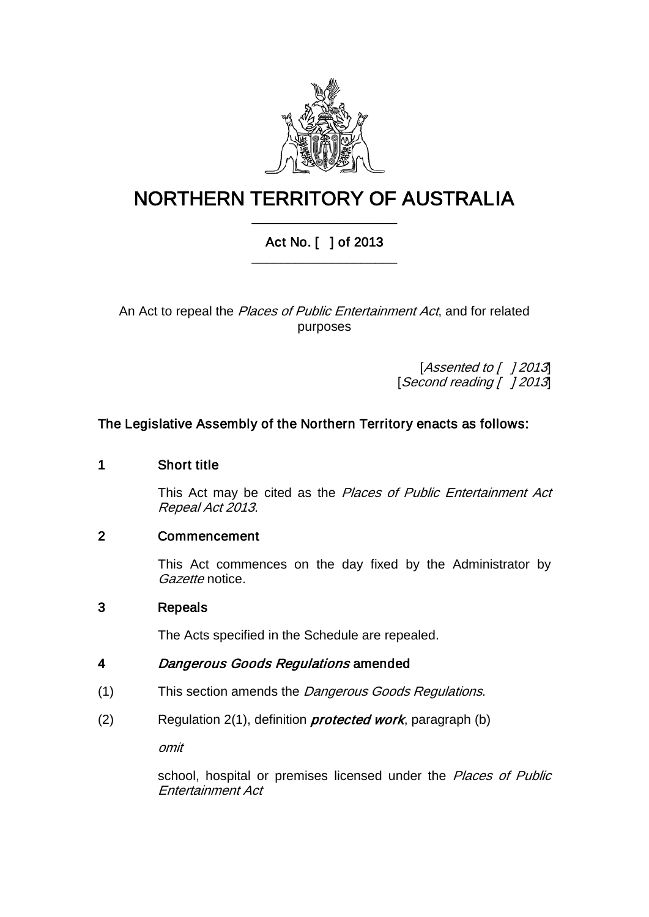# NORTHERN TERRITORY OF AUSTRALIA

## Act No. [ ] of 2013

An Act to repeal the *Places of Public Entertainment Act*, and for related purposes

[*Assented to [ ] 2013*]
[*Second reading [ ] 2013*]

**The Legislative Assembly of the Northern Territory enacts as follows:**

### 1 Short title

This Act may be cited as the *Places of Public Entertainment Act Repeal Act 2013*.

### 2 Commencement

This Act commences on the day fixed by the Administrator by *Gazette* notice.

### 3 Repeals

The Acts specified in the Schedule are repealed.

### 4 *Dangerous Goods Regulations* amended

(1) This section amends the *Dangerous Goods Regulations*.

(2) Regulation 2(1), definition ***protected work***, paragraph (b)

*omit*

school, hospital or premises licensed under the *Places of Public Entertainment Act*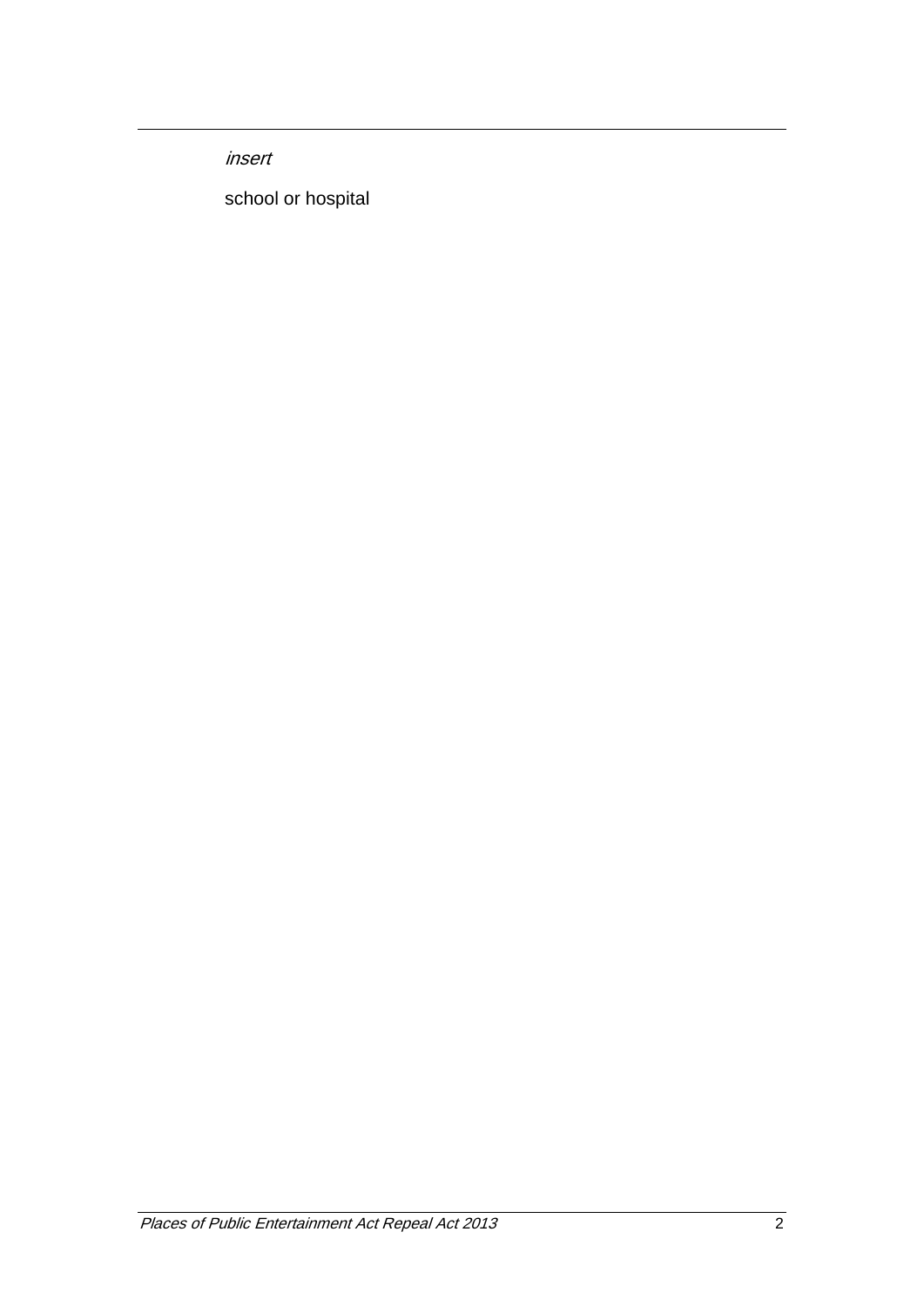*insert*

school or hospital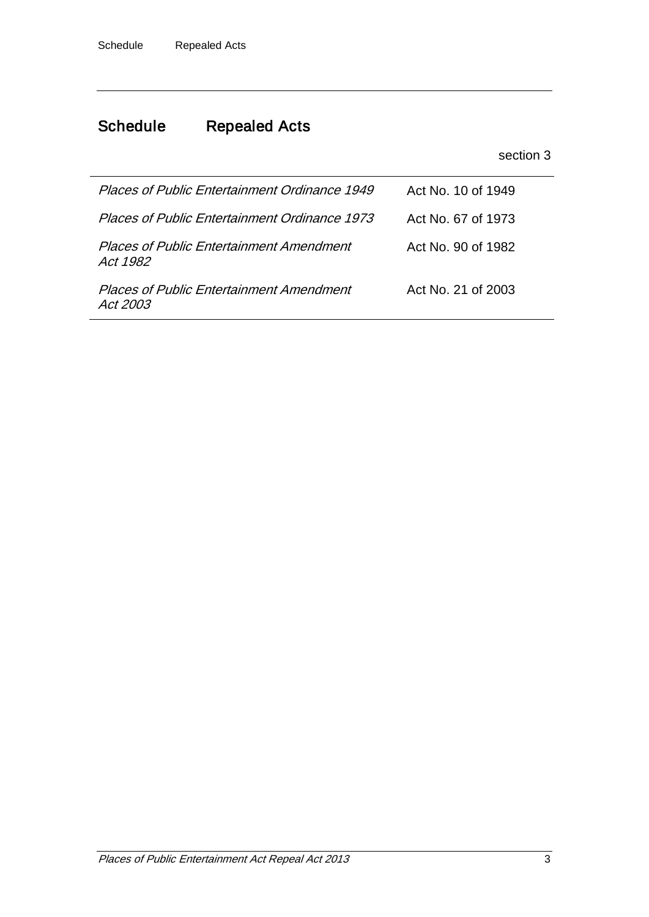# Schedule Repealed Acts

section 3

| | |
|---|---|
| *Places of Public Entertainment Ordinance 1949* | Act No. 10 of 1949 |
| *Places of Public Entertainment Ordinance 1973* | Act No. 67 of 1973 |
| *Places of Public Entertainment Amendment Act 1982* | Act No. 90 of 1982 |
| *Places of Public Entertainment Amendment Act 2003* | Act No. 21 of 2003 |